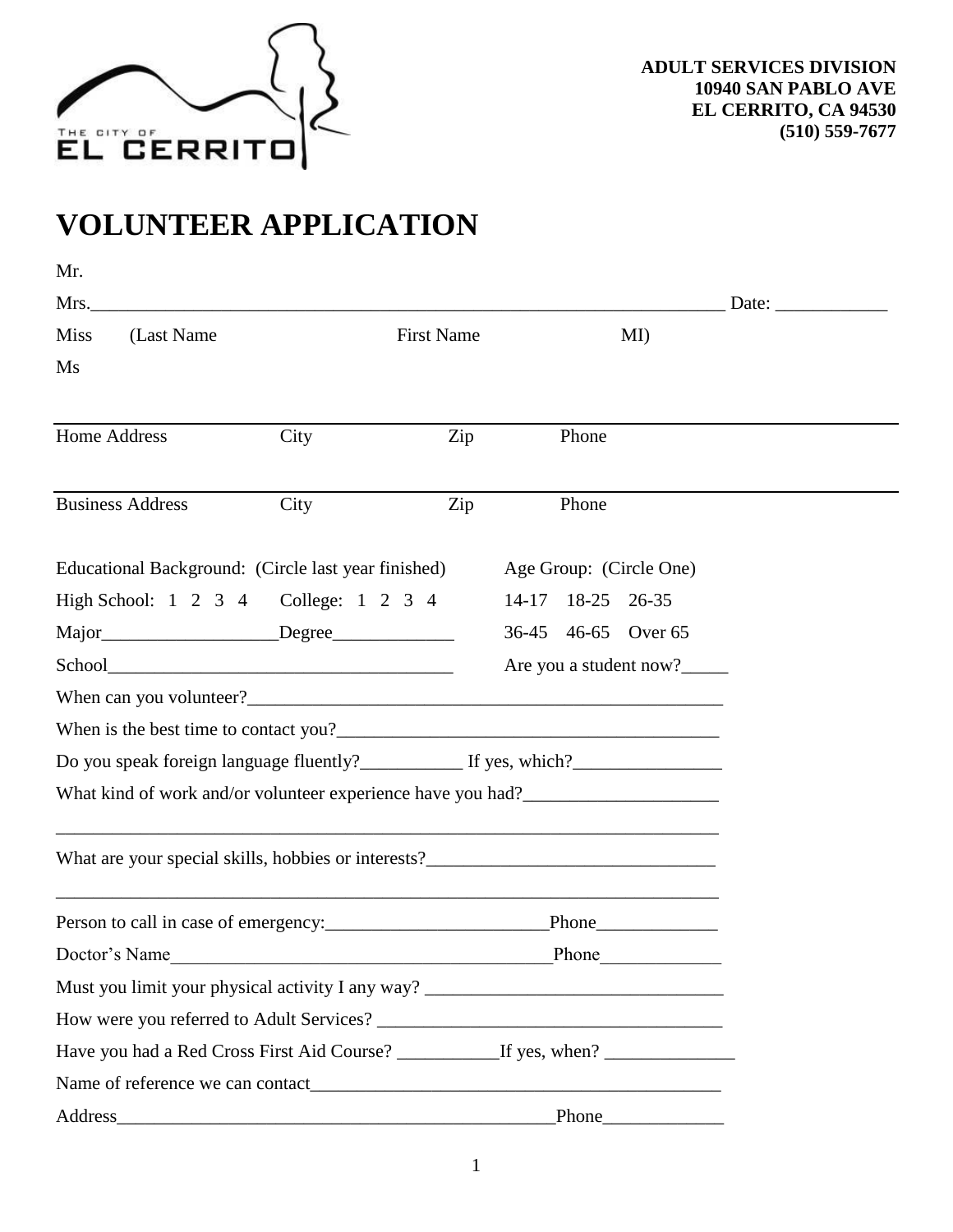THE CITY OF EL CERRITO

**ADULT SERVICES DIVISION**
**10940 SAN PABLO AVE**
**EL CERRITO, CA 94530**
**(510) 559-7677**

# VOLUNTEER APPLICATION

Mr.
Mrs.________________________________________________________________________ Date: ____________
Miss (Last Name First Name MI)
Ms

______________________________________________________________________________________________
Home Address City Zip Phone

______________________________________________________________________________________________
Business Address City Zip Phone

Educational Background: (Circle last year finished)
High School: 1 2 3 4 College: 1 2 3 4
Major___________________Degree_____________
School_____________________________________

Age Group: (Circle One)
14-17 18-25 26-35
36-45 46-65 Over 65
Are you a student now?_____

When can you volunteer?____________________________________________________

When is the best time to contact you?________________________________________

Do you speak foreign language fluently?___________ If yes, which?________________

What kind of work and/or volunteer experience have you had?_____________________

___________________________________________________________________________

What are your special skills, hobbies or interests?_______________________________

___________________________________________________________________________

Person to call in case of emergency:________________________Phone_____________

Doctor's Name__________________________________________Phone_____________

Must you limit your physical activity I any way? ________________________________

How were you referred to Adult Services? ____________________________________

Have you had a Red Cross First Aid Course? ___________If yes, when? ______________

Name of reference we can contact___________________________________________

Address_________________________________________________Phone_____________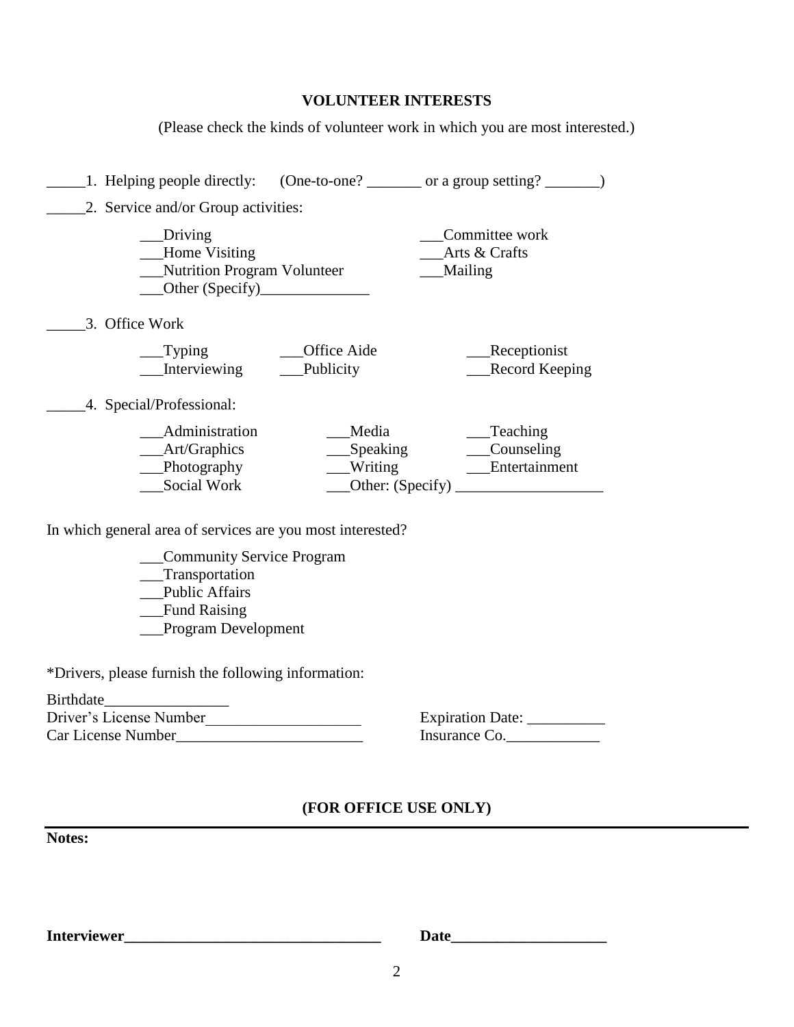## VOLUNTEER INTERESTS

(Please check the kinds of volunteer work in which you are most interested.)

_____1. Helping people directly: (One-to-one? _______ or a group setting? _______)

_____2. Service and/or Group activities:

- ___Driving
- ___Home Visiting
- ___Nutrition Program Volunteer
- ___Other (Specify)______________
- ___Committee work
- ___Arts & Crafts
- ___Mailing

_____3. Office Work

- ___Typing
- ___Interviewing
- ___Office Aide
- ___Publicity
- ___Receptionist
- ___Record Keeping

_____4. Special/Professional:

- ___Administration
- ___Art/Graphics
- ___Photography
- ___Social Work
- ___Media
- ___Speaking
- ___Writing
- ___Other: (Specify) ___________________
- ___Teaching
- ___Counseling
- ___Entertainment

In which general area of services are you most interested?

- ___Community Service Program
- ___Transportation
- ___Public Affairs
- ___Fund Raising
- ___Program Development

*Drivers, please furnish the following information:

Birthdate________________

Driver's License Number____________________ Expiration Date: __________

Car License Number________________________ Insurance Co.____________

**(FOR OFFICE USE ONLY)**

---

**Notes:**

**Interviewer__________________________________** **Date____________________**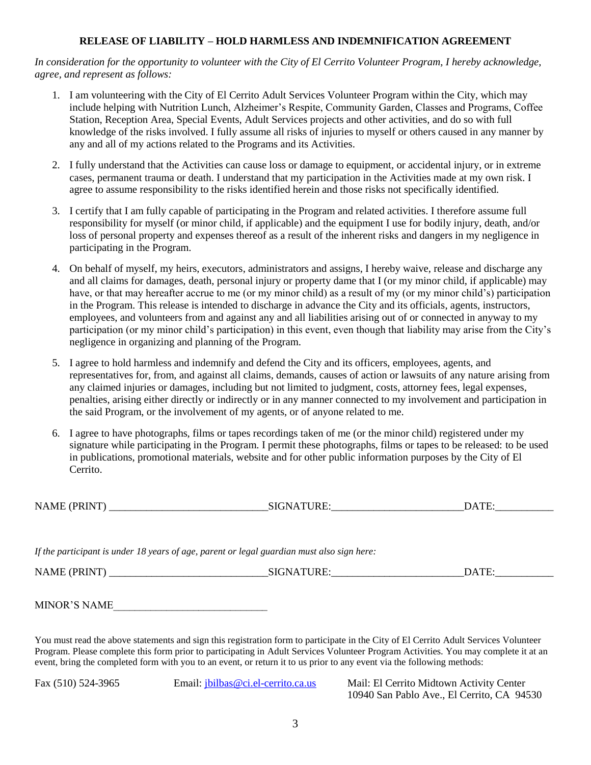**RELEASE OF LIABILITY – HOLD HARMLESS AND INDEMNIFICATION AGREEMENT**

*In consideration for the opportunity to volunteer with the City of El Cerrito Volunteer Program, I hereby acknowledge, agree, and represent as follows:*

1. I am volunteering with the City of El Cerrito Adult Services Volunteer Program within the City, which may include helping with Nutrition Lunch, Alzheimer's Respite, Community Garden, Classes and Programs, Coffee Station, Reception Area, Special Events, Adult Services projects and other activities, and do so with full knowledge of the risks involved. I fully assume all risks of injuries to myself or others caused in any manner by any and all of my actions related to the Programs and its Activities.

2. I fully understand that the Activities can cause loss or damage to equipment, or accidental injury, or in extreme cases, permanent trauma or death. I understand that my participation in the Activities made at my own risk. I agree to assume responsibility to the risks identified herein and those risks not specifically identified.

3. I certify that I am fully capable of participating in the Program and related activities. I therefore assume full responsibility for myself (or minor child, if applicable) and the equipment I use for bodily injury, death, and/or loss of personal property and expenses thereof as a result of the inherent risks and dangers in my negligence in participating in the Program.

4. On behalf of myself, my heirs, executors, administrators and assigns, I hereby waive, release and discharge any and all claims for damages, death, personal injury or property dame that I (or my minor child, if applicable) may have, or that may hereafter accrue to me (or my minor child) as a result of my (or my minor child's) participation in the Program. This release is intended to discharge in advance the City and its officials, agents, instructors, employees, and volunteers from and against any and all liabilities arising out of or connected in anyway to my participation (or my minor child's participation) in this event, even though that liability may arise from the City's negligence in organizing and planning of the Program.

5. I agree to hold harmless and indemnify and defend the City and its officers, employees, agents, and representatives for, from, and against all claims, demands, causes of action or lawsuits of any nature arising from any claimed injuries or damages, including but not limited to judgment, costs, attorney fees, legal expenses, penalties, arising either directly or indirectly or in any manner connected to my involvement and participation in the said Program, or the involvement of my agents, or of anyone related to me.

6. I agree to have photographs, films or tapes recordings taken of me (or the minor child) registered under my signature while participating in the Program. I permit these photographs, films or tapes to be released: to be used in publications, promotional materials, website and for other public information purposes by the City of El Cerrito.

NAME (PRINT) ______________________________ SIGNATURE:________________________ DATE:___________

*If the participant is under 18 years of age, parent or legal guardian must also sign here:*

NAME (PRINT) ______________________________ SIGNATURE:________________________ DATE:___________

MINOR'S NAME______________________________

You must read the above statements and sign this registration form to participate in the City of El Cerrito Adult Services Volunteer Program. Please complete this form prior to participating in Adult Services Volunteer Program Activities. You may complete it at an event, bring the completed form with you to an event, or return it to us prior to any event via the following methods:

Fax (510) 524-3965

Email: jbilbas@ci.el-cerrito.ca.us

Mail: El Cerrito Midtown Activity Center
10940 San Pablo Ave., El Cerrito, CA 94530